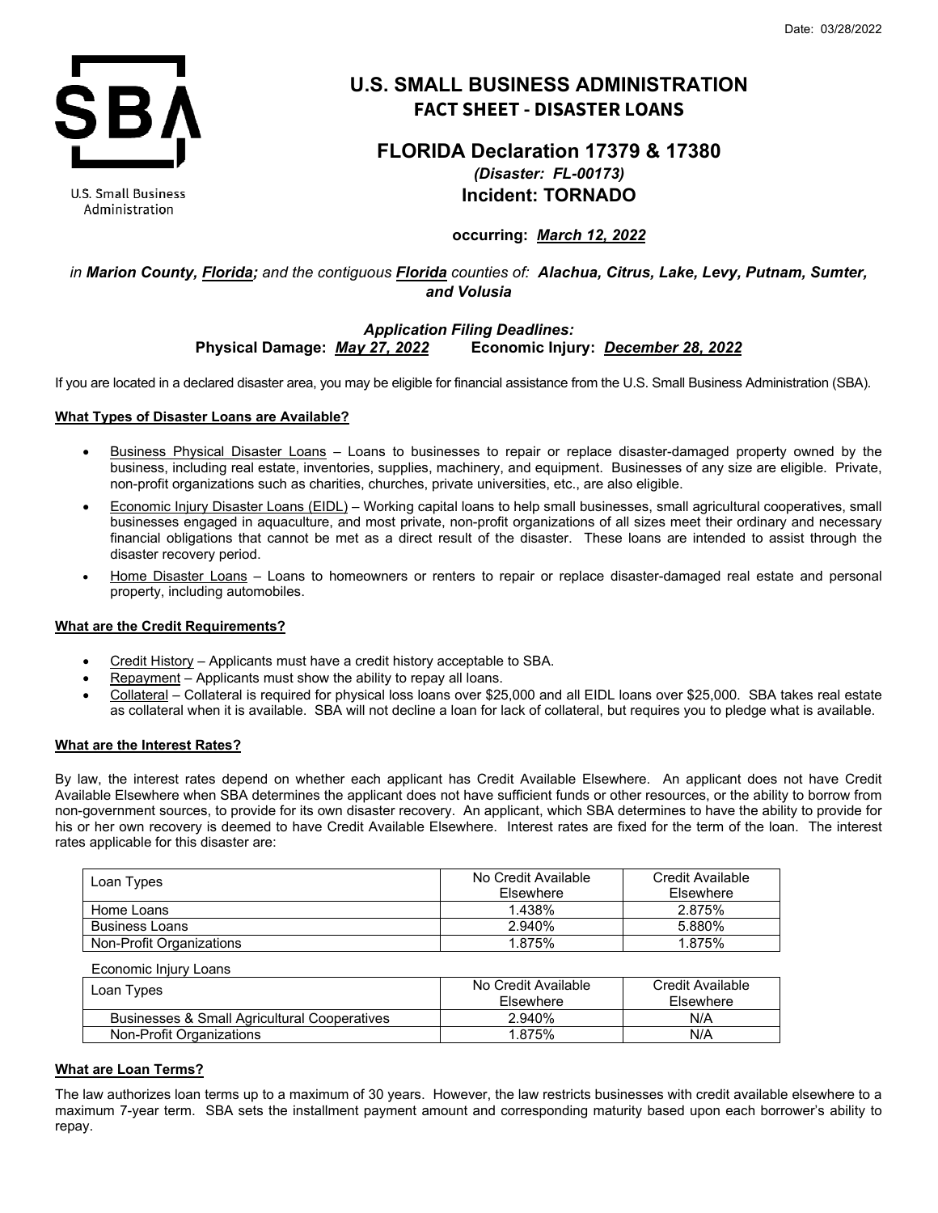Date: 03/28/2022

U.S. Small Business Administration

# U.S. SMALL BUSINESS ADMINISTRATION
## FACT SHEET - DISASTER LOANS

## FLORIDA Declaration 17379 & 17380
*(Disaster: FL-00173)*
**Incident: TORNADO**

**occurring: *March 12, 2022***

*in **Marion County, Florida;** and the contiguous **Florida** counties of: **Alachua, Citrus, Lake, Levy, Putnam, Sumter, and Volusia***

***Application Filing Deadlines:***
**Physical Damage: *May 27, 2022*    Economic Injury: *December 28, 2022***

If you are located in a declared disaster area, you may be eligible for financial assistance from the U.S. Small Business Administration (SBA).

### What Types of Disaster Loans are Available?

- Business Physical Disaster Loans – Loans to businesses to repair or replace disaster-damaged property owned by the business, including real estate, inventories, supplies, machinery, and equipment. Businesses of any size are eligible. Private, non-profit organizations such as charities, churches, private universities, etc., are also eligible.
- Economic Injury Disaster Loans (EIDL) – Working capital loans to help small businesses, small agricultural cooperatives, small businesses engaged in aquaculture, and most private, non-profit organizations of all sizes meet their ordinary and necessary financial obligations that cannot be met as a direct result of the disaster. These loans are intended to assist through the disaster recovery period.
- Home Disaster Loans – Loans to homeowners or renters to repair or replace disaster-damaged real estate and personal property, including automobiles.

### What are the Credit Requirements?

- Credit History – Applicants must have a credit history acceptable to SBA.
- Repayment – Applicants must show the ability to repay all loans.
- Collateral – Collateral is required for physical loss loans over $25,000 and all EIDL loans over $25,000. SBA takes real estate as collateral when it is available. SBA will not decline a loan for lack of collateral, but requires you to pledge what is available.

### What are the Interest Rates?

By law, the interest rates depend on whether each applicant has Credit Available Elsewhere. An applicant does not have Credit Available Elsewhere when SBA determines the applicant does not have sufficient funds or other resources, or the ability to borrow from non-government sources, to provide for its own disaster recovery. An applicant, which SBA determines to have the ability to provide for his or her own recovery is deemed to have Credit Available Elsewhere. Interest rates are fixed for the term of the loan. The interest rates applicable for this disaster are:

| Loan Types | No Credit Available Elsewhere | Credit Available Elsewhere |
|---|---|---|
| Home Loans | 1.438% | 2.875% |
| Business Loans | 2.940% | 5.880% |
| Non-Profit Organizations | 1.875% | 1.875% |

Economic Injury Loans

| Loan Types | No Credit Available Elsewhere | Credit Available Elsewhere |
|---|---|---|
| Businesses & Small Agricultural Cooperatives | 2.940% | N/A |
| Non-Profit Organizations | 1.875% | N/A |

### What are Loan Terms?

The law authorizes loan terms up to a maximum of 30 years. However, the law restricts businesses with credit available elsewhere to a maximum 7-year term. SBA sets the installment payment amount and corresponding maturity based upon each borrower's ability to repay.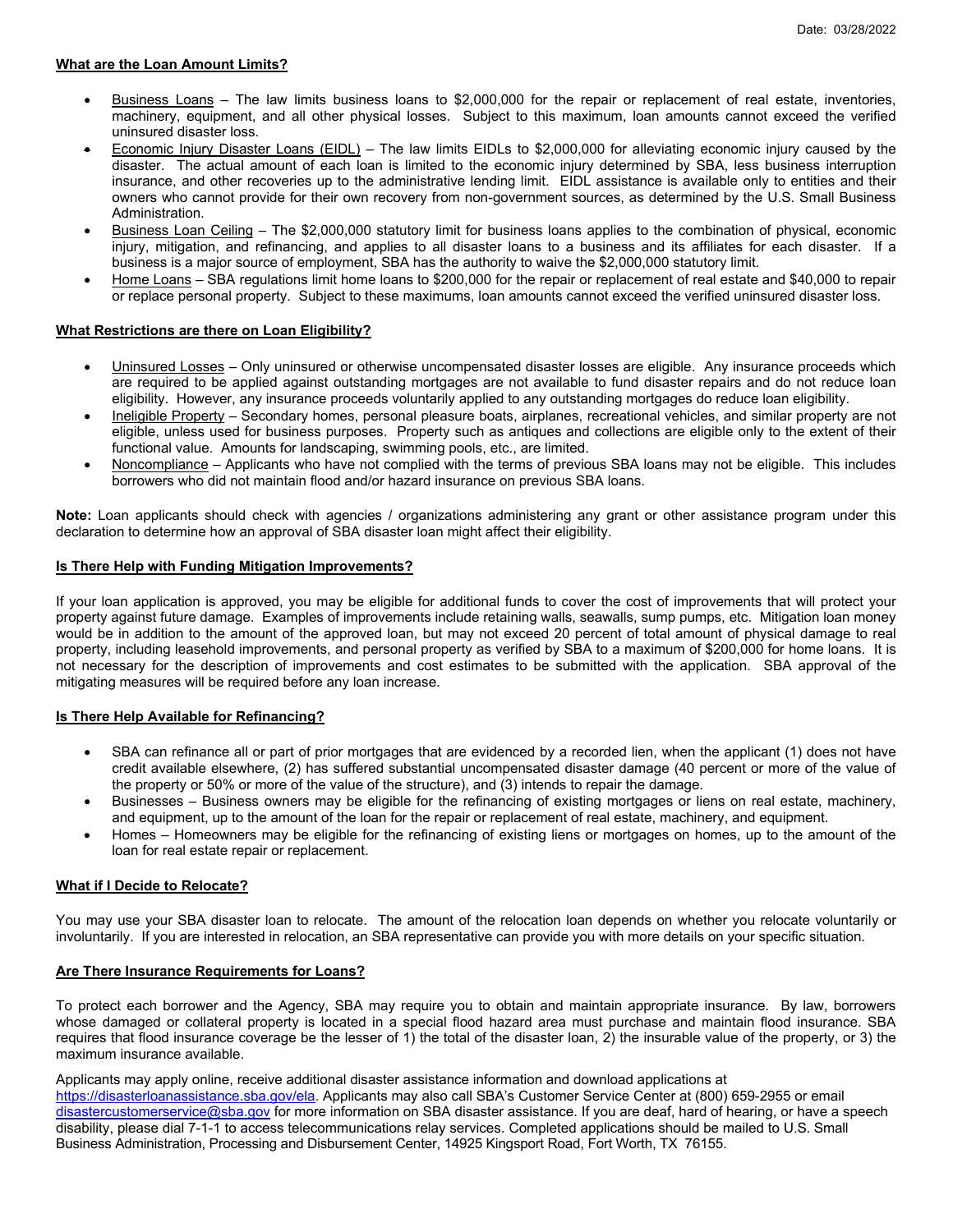Date: 03/28/2022

**What are the Loan Amount Limits?**

- Business Loans – The law limits business loans to $2,000,000 for the repair or replacement of real estate, inventories, machinery, equipment, and all other physical losses. Subject to this maximum, loan amounts cannot exceed the verified uninsured disaster loss.
- Economic Injury Disaster Loans (EIDL) – The law limits EIDLs to $2,000,000 for alleviating economic injury caused by the disaster. The actual amount of each loan is limited to the economic injury determined by SBA, less business interruption insurance, and other recoveries up to the administrative lending limit. EIDL assistance is available only to entities and their owners who cannot provide for their own recovery from non-government sources, as determined by the U.S. Small Business Administration.
- Business Loan Ceiling – The $2,000,000 statutory limit for business loans applies to the combination of physical, economic injury, mitigation, and refinancing, and applies to all disaster loans to a business and its affiliates for each disaster. If a business is a major source of employment, SBA has the authority to waive the $2,000,000 statutory limit.
- Home Loans – SBA regulations limit home loans to $200,000 for the repair or replacement of real estate and $40,000 to repair or replace personal property. Subject to these maximums, loan amounts cannot exceed the verified uninsured disaster loss.

**What Restrictions are there on Loan Eligibility?**

- Uninsured Losses – Only uninsured or otherwise uncompensated disaster losses are eligible. Any insurance proceeds which are required to be applied against outstanding mortgages are not available to fund disaster repairs and do not reduce loan eligibility. However, any insurance proceeds voluntarily applied to any outstanding mortgages do reduce loan eligibility.
- Ineligible Property – Secondary homes, personal pleasure boats, airplanes, recreational vehicles, and similar property are not eligible, unless used for business purposes. Property such as antiques and collections are eligible only to the extent of their functional value. Amounts for landscaping, swimming pools, etc., are limited.
- Noncompliance – Applicants who have not complied with the terms of previous SBA loans may not be eligible. This includes borrowers who did not maintain flood and/or hazard insurance on previous SBA loans.

**Note:** Loan applicants should check with agencies / organizations administering any grant or other assistance program under this declaration to determine how an approval of SBA disaster loan might affect their eligibility.

**Is There Help with Funding Mitigation Improvements?**

If your loan application is approved, you may be eligible for additional funds to cover the cost of improvements that will protect your property against future damage. Examples of improvements include retaining walls, seawalls, sump pumps, etc. Mitigation loan money would be in addition to the amount of the approved loan, but may not exceed 20 percent of total amount of physical damage to real property, including leasehold improvements, and personal property as verified by SBA to a maximum of $200,000 for home loans. It is not necessary for the description of improvements and cost estimates to be submitted with the application. SBA approval of the mitigating measures will be required before any loan increase.

**Is There Help Available for Refinancing?**

- SBA can refinance all or part of prior mortgages that are evidenced by a recorded lien, when the applicant (1) does not have credit available elsewhere, (2) has suffered substantial uncompensated disaster damage (40 percent or more of the value of the property or 50% or more of the value of the structure), and (3) intends to repair the damage.
- Businesses – Business owners may be eligible for the refinancing of existing mortgages or liens on real estate, machinery, and equipment, up to the amount of the loan for the repair or replacement of real estate, machinery, and equipment.
- Homes – Homeowners may be eligible for the refinancing of existing liens or mortgages on homes, up to the amount of the loan for real estate repair or replacement.

**What if I Decide to Relocate?**

You may use your SBA disaster loan to relocate. The amount of the relocation loan depends on whether you relocate voluntarily or involuntarily. If you are interested in relocation, an SBA representative can provide you with more details on your specific situation.

**Are There Insurance Requirements for Loans?**

To protect each borrower and the Agency, SBA may require you to obtain and maintain appropriate insurance. By law, borrowers whose damaged or collateral property is located in a special flood hazard area must purchase and maintain flood insurance. SBA requires that flood insurance coverage be the lesser of 1) the total of the disaster loan, 2) the insurable value of the property, or 3) the maximum insurance available.

Applicants may apply online, receive additional disaster assistance information and download applications at https://disasterloanassistance.sba.gov/ela. Applicants may also call SBA's Customer Service Center at (800) 659-2955 or email disastercustomerservice@sba.gov for more information on SBA disaster assistance. If you are deaf, hard of hearing, or have a speech disability, please dial 7-1-1 to access telecommunications relay services. Completed applications should be mailed to U.S. Small Business Administration, Processing and Disbursement Center, 14925 Kingsport Road, Fort Worth, TX 76155.